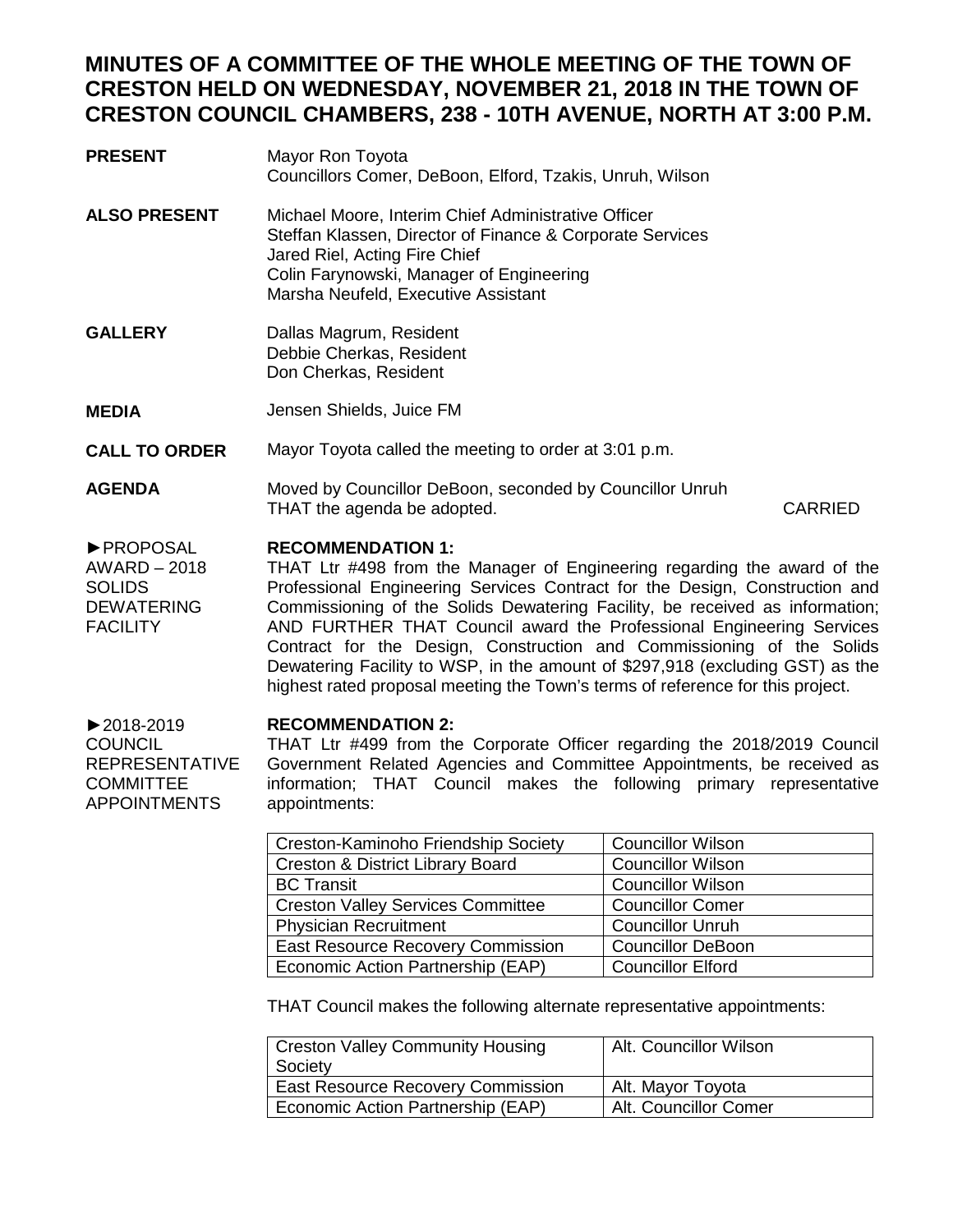# MINUTES OF A COMMITTEE OF THE WHOLE MEETING OF THE TOWN OF CRESTON HELD ON WEDNESDAY, NOVEMBER 21, 2018 IN THE TOWN OF CRESTON COUNCIL CHAMBERS, 238 - 10TH AVENUE, NORTH AT 3:00 P.M.

**PRESENT**

Mayor Ron Toyota
Councillors Comer, DeBoon, Elford, Tzakis, Unruh, Wilson

**ALSO PRESENT**

Michael Moore, Interim Chief Administrative Officer
Steffan Klassen, Director of Finance & Corporate Services
Jared Riel, Acting Fire Chief
Colin Farynowski, Manager of Engineering
Marsha Neufeld, Executive Assistant

**GALLERY**

Dallas Magrum, Resident
Debbie Cherkas, Resident
Don Cherkas, Resident

**MEDIA**

Jensen Shields, Juice FM

**CALL TO ORDER**

Mayor Toyota called the meeting to order at 3:01 p.m.

**AGENDA**

Moved by Councillor DeBoon, seconded by Councillor Unruh
THAT the agenda be adopted. CARRIED

►PROPOSAL AWARD – 2018 SOLIDS DEWATERING FACILITY

**RECOMMENDATION 1:**

THAT Ltr #498 from the Manager of Engineering regarding the award of the Professional Engineering Services Contract for the Design, Construction and Commissioning of the Solids Dewatering Facility, be received as information; AND FURTHER THAT Council award the Professional Engineering Services Contract for the Design, Construction and Commissioning of the Solids Dewatering Facility to WSP, in the amount of $297,918 (excluding GST) as the highest rated proposal meeting the Town's terms of reference for this project.

►2018-2019 COUNCIL REPRESENTATIVE COMMITTEE APPOINTMENTS

**RECOMMENDATION 2:**

THAT Ltr #499 from the Corporate Officer regarding the 2018/2019 Council Government Related Agencies and Committee Appointments, be received as information; THAT Council makes the following primary representative appointments:

| Creston-Kaminoho Friendship Society | Councillor Wilson |
|---|---|
| Creston & District Library Board | Councillor Wilson |
| BC Transit | Councillor Wilson |
| Creston Valley Services Committee | Councillor Comer |
| Physician Recruitment | Councillor Unruh |
| East Resource Recovery Commission | Councillor DeBoon |
| Economic Action Partnership (EAP) | Councillor Elford |

THAT Council makes the following alternate representative appointments:

| Creston Valley Community Housing Society | Alt. Councillor Wilson |
|---|---|
| East Resource Recovery Commission | Alt. Mayor Toyota |
| Economic Action Partnership (EAP) | Alt. Councillor Comer |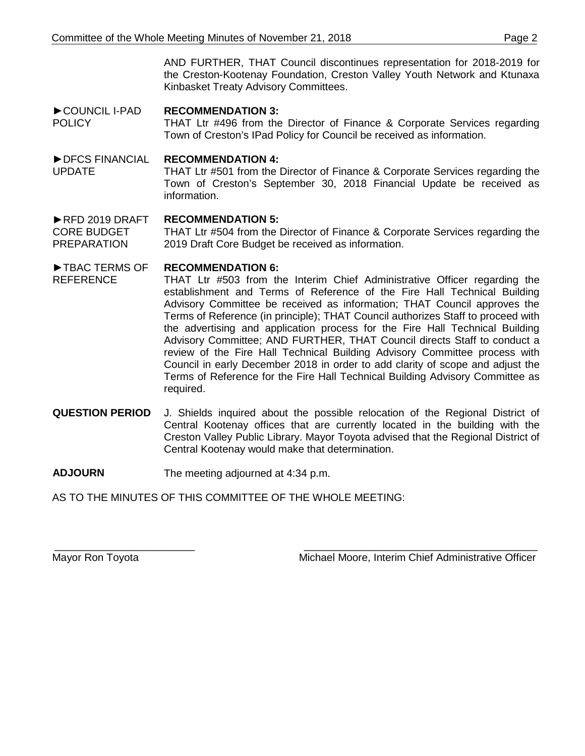AND FURTHER, THAT Council discontinues representation for 2018-2019 for the Creston-Kootenay Foundation, Creston Valley Youth Network and Ktunaxa Kinbasket Treaty Advisory Committees.

►COUNCIL I-PAD POLICY

**RECOMMENDATION 3:**
THAT Ltr #496 from the Director of Finance & Corporate Services regarding Town of Creston's IPad Policy for Council be received as information.

►DFCS FINANCIAL UPDATE

**RECOMMENDATION 4:**
THAT Ltr #501 from the Director of Finance & Corporate Services regarding the Town of Creston's September 30, 2018 Financial Update be received as information.

►RFD 2019 DRAFT CORE BUDGET PREPARATION

**RECOMMENDATION 5:**
THAT Ltr #504 from the Director of Finance & Corporate Services regarding the 2019 Draft Core Budget be received as information.

►TBAC TERMS OF REFERENCE

**RECOMMENDATION 6:**
THAT Ltr #503 from the Interim Chief Administrative Officer regarding the establishment and Terms of Reference of the Fire Hall Technical Building Advisory Committee be received as information; THAT Council approves the Terms of Reference (in principle); THAT Council authorizes Staff to proceed with the advertising and application process for the Fire Hall Technical Building Advisory Committee; AND FURTHER, THAT Council directs Staff to conduct a review of the Fire Hall Technical Building Advisory Committee process with Council in early December 2018 in order to add clarity of scope and adjust the Terms of Reference for the Fire Hall Technical Building Advisory Committee as required.

**QUESTION PERIOD** J. Shields inquired about the possible relocation of the Regional District of Central Kootenay offices that are currently located in the building with the Creston Valley Public Library. Mayor Toyota advised that the Regional District of Central Kootenay would make that determination.

**ADJOURN** The meeting adjourned at 4:34 p.m.

AS TO THE MINUTES OF THIS COMMITTEE OF THE WHOLE MEETING:

\_\_\_\_\_\_\_\_\_\_\_\_\_\_\_\_\_\_\_\_\_\_\_\_
Mayor Ron Toyota

\_\_\_\_\_\_\_\_\_\_\_\_\_\_\_\_\_\_\_\_\_\_\_\_\_\_\_\_\_\_\_\_\_\_\_\_\_\_\_\_
Michael Moore, Interim Chief Administrative Officer